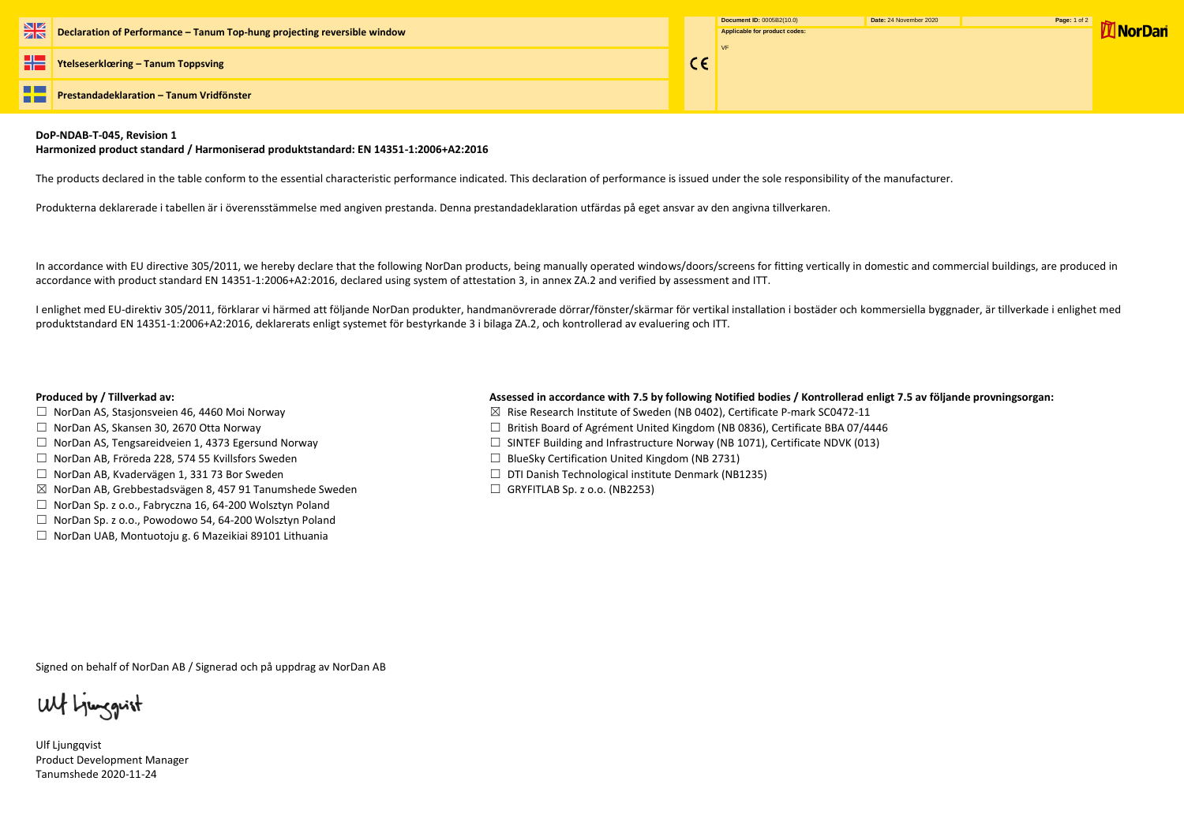**Declaration of Performance – Tanum Top-hung projecting reversible window**

**Ytelseserklæring – Tanum Toppsving**

**Prestandadeklaration – Tanum Vridfönster**

CE

**Document ID:** 0005B2(10.0) **Date:** 24 November 2020

**Applicable for product codes:**

VF

**DoP-NDAB-T-045, Revision 1**
**Harmonized product standard / Harmoniserad produktstandard: EN 14351-1:2006+A2:2016**

The products declared in the table conform to the essential characteristic performance indicated. This declaration of performance is issued under the sole responsibility of the manufacturer.

Produkterna deklarerade i tabellen är i överensstämmelse med angiven prestanda. Denna prestandadeklaration utfärdas på eget ansvar av den angivna tillverkaren.

In accordance with EU directive 305/2011, we hereby declare that the following NorDan products, being manually operated windows/doors/screens for fitting vertically in domestic and commercial buildings, are produced in accordance with product standard EN 14351-1:2006+A2:2016, declared using system of attestation 3, in annex ZA.2 and verified by assessment and ITT.

I enlighet med EU-direktiv 305/2011, förklarar vi härmed att följande NorDan produkter, handmanövrerade dörrar/fönster/skärmar för vertikal installation i bostäder och kommersiella byggnader, är tillverkade i enlighet med produktstandard EN 14351-1:2006+A2:2016, deklarerats enligt systemet för bestyrkande 3 i bilaga ZA.2, och kontrollerad av evaluering och ITT.

**Produced by / Tillverkad av:**

- ☐ NorDan AS, Stasjonsveien 46, 4460 Moi Norway
- ☐ NorDan AS, Skansen 30, 2670 Otta Norway
- ☐ NorDan AS, Tengsareidveien 1, 4373 Egersund Norway
- ☐ NorDan AB, Fröreda 228, 574 55 Kvillsfors Sweden
- ☐ NorDan AB, Kvadervägen 1, 331 73 Bor Sweden
- ☒ NorDan AB, Grebbestadsvägen 8, 457 91 Tanumshede Sweden
- ☐ NorDan Sp. z o.o., Fabryczna 16, 64-200 Wolsztyn Poland
- ☐ NorDan Sp. z o.o., Powodowo 54, 64-200 Wolsztyn Poland
- ☐ NorDan UAB, Montuotoju g. 6 Mazeikiai 89101 Lithuania

**Assessed in accordance with 7.5 by following Notified bodies / Kontrollerad enligt 7.5 av följande provningsorgan:**

- ☒ Rise Research Institute of Sweden (NB 0402), Certificate P-mark SC0472-11
- ☐ British Board of Agrément United Kingdom (NB 0836), Certificate BBA 07/4446
- ☐ SINTEF Building and Infrastructure Norway (NB 1071), Certificate NDVK (013)
- ☐ BlueSky Certification United Kingdom (NB 2731)
- ☐ DTI Danish Technological institute Denmark (NB1235)
- ☐ GRYFITLAB Sp. z o.o. (NB2253)

Signed on behalf of NorDan AB / Signerad och på uppdrag av NorDan AB

Ulf Ljungqvist

Ulf Ljungqvist
Product Development Manager
Tanumshede 2020-11-24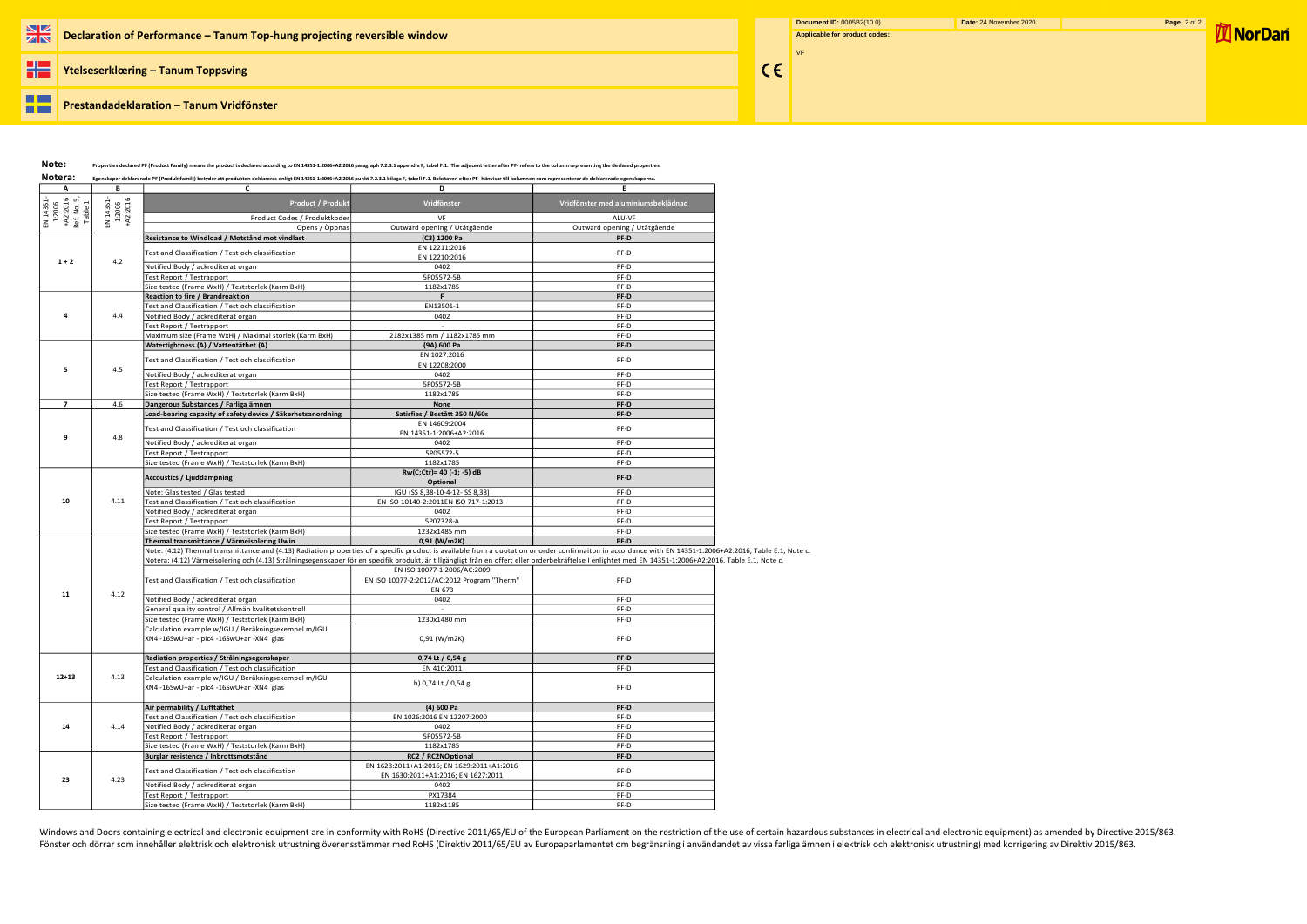# Declaration of Performance – Tanum Top-hung projecting reversible window

## Ytelseserklæring – Tanum Toppsving

## Prestandadeklaration – Tanum Vridfönster

CE

**Document ID:** 0005B2(10.0) **Date:** 24 November 2020

**Applicable for product codes:**

VF

NorDan

**Note:** Properties declared PF (Product Family) means the product is declared according to EN 14351-1:2006+A2:2016 paragraph 7.2.3.1 appendix F, tabel F.1. The adjecent letter after PF- refers to the column representing the declared properties.

**Notera:** Egenskaper deklarerade PF (Produktfamilj) betyder att produkten deklareras enligt EN 14351-1:2006+A2:2016 punkt 7.2.3.1 bilaga F, tabell F.1. Bokstaven efter PF- hänvisar till kolumnen som representerar de deklarerade egenskaperna.

| A | B | C | D | E |
|---|---|---|---|---|
| EN 14351-1:2006 +A2:2016 Ref. No. 5, Table 1 | EN 14351-1:2006 +A2:2016 | **Product / Produkt** | **Vridfönster** | **Vridfönster med aluminiumsbeklädnad** |
| | | Product Codes / Produktkoder | VF | ALU-VF |
| | | Opens / Öppnas | Outward opening / Utåtgående | Outward opening / Utåtgående |
| 1 + 2 | 4.2 | **Resistance to Windload / Motstånd mot vindlast** | **(C3) 1200 Pa** | **PF-D** |
| | | Test and Classification / Test och classification | EN 12211:2016 EN 12210:2016 | PF-D |
| | | Notified Body / ackrediterat organ | 0402 | PF-D |
| | | Test Report / Testrapport | 5P05572-5B | PF-D |
| | | Size tested (Frame WxH) / Teststorlek (Karm BxH) | 1182x1785 | PF-D |
| 4 | 4.4 | **Reaction to fire / Brandreaktion** | **F** | **PF-D** |
| | | Test and Classification / Test och classification | EN13501-1 | PF-D |
| | | Notified Body / ackrediterat organ | 0402 | PF-D |
| | | Test Report / Testrapport | - | PF-D |
| | | Maximum size (Frame WxH) / Maximal storlek (Karm BxH) | 2182x1385 mm / 1182x1785 mm | PF-D |
| 5 | 4.5 | **Watertightness (A) / Vattentäthet (A)** | **(9A) 600 Pa** | **PF-D** |
| | | Test and Classification / Test och classification | EN 1027:2016 EN 12208:2000 | PF-D |
| | | Notified Body / ackrediterat organ | 0402 | PF-D |
| | | Test Report / Testrapport | 5P05572-5B | PF-D |
| | | Size tested (Frame WxH) / Teststorlek (Karm BxH) | 1182x1785 | PF-D |
| 7 | 4.6 | **Dangerous Substances / Farliga ämnen** | **None** | **PF-D** |
| 9 | 4.8 | **Load-bearing capacity of safety device / Säkerhetsanordning** | **Satisfies / Bestått 350 N/60s** | **PF-D** |
| | | Test and Classification / Test och classification | EN 14609:2004 EN 14351-1:2006+A2:2016 | PF-D |
| | | Notified Body / ackrediterat organ | 0402 | PF-D |
| | | Test Report / Testrapport | 5P05572-5 | PF-D |
| | | Size tested (Frame WxH) / Teststorlek (Karm BxH) | 1182x1785 | PF-D |
| 10 | 4.11 | **Accoustics / Ljuddämpning** | **Rw(C;Ctr)= 40 (-1; -5) dB Optional** | **PF-D** |
| | | Note: Glas tested / Glas testad | IGU (SS 8,38-10-4-12- SS 8,38) | PF-D |
| | | Test and Classification / Test och classification | EN ISO 10140-2:2011EN ISO 717-1:2013 | PF-D |
| | | Notified Body / ackrediterat organ | 0402 | PF-D |
| | | Test Report / Testrapport | 5P07328-A | PF-D |
| | | Size tested (Frame WxH) / Teststorlek (Karm BxH) | 1232x1485 mm | PF-D |
| 11 | 4.12 | **Thermal transmittance / Värmeisolering Uwin** | **0,91 (W/m2K)** | **PF-D** |
| | | Note: (4.12) Thermal transmittance and (4.13) Radiation properties of a specific product is available from a quotation or order confirmaiton in accordance with EN 14351-1:2006+A2:2016, Table E.1, Note c. Notera: (4.12) Värmeisolering och (4.13) Strålningsegenskaper för en specifik produkt, är tillgängligt från en offert eller orderbekräftelse I enlightet med EN 14351-1:2006+A2:2016, Table E.1, Note c. | | |
| | | Test and Classification / Test och classification | EN ISO 10077-1:2006/AC:2009 EN ISO 10077-2:2012/AC:2012 Program "Therm" EN 673 | PF-D |
| | | Notified Body / ackrediterat organ | 0402 | PF-D |
| | | General quality control / Allmän kvalitetskontroll | - | PF-D |
| | | Size tested (Frame WxH) / Teststorlek (Karm BxH) | 1230x1480 mm | PF-D |
| | | Calculation example w/IGU / Beräkningsexempel m/IGU XN4 -16SwU+ar - plc4 -16SwU+ar -XN4 glas | 0,91 (W/m2K) | PF-D |
| 12+13 | 4.13 | **Radiation properties / Strålningsegenskaper** | **0,74 Lt / 0,54 g** | **PF-D** |
| | | Test and Classification / Test och classification | EN 410:2011 | PF-D |
| | | Calculation example w/IGU / Beräkningsexempel m/IGU XN4 -16SwU+ar - plc4 -16SwU+ar -XN4 glas | b) 0,74 Lt / 0,54 g | PF-D |
| 14 | 4.14 | **Air permability / Lufttäthet** | **(4) 600 Pa** | **PF-D** |
| | | Test and Classification / Test och classification | EN 1026:2016 EN 12207:2000 | PF-D |
| | | Notified Body / ackrediterat organ | 0402 | PF-D |
| | | Test Report / Testrapport | 5P05572-5B | PF-D |
| | | Size tested (Frame WxH) / Teststorlek (Karm BxH) | 1182x1785 | PF-D |
| 23 | 4.23 | **Burglar resistence / Inbrottsmotstånd** | **RC2 / RC2NOptional** | **PF-D** |
| | | Test and Classification / Test och classification | EN 1628:2011+A1:2016; EN 1629:2011+A1:2016 EN 1630:2011+A1:2016; EN 1627:2011 | PF-D |
| | | Notified Body / ackrediterat organ | 0402 | PF-D |
| | | Test Report / Testrapport | PX17384 | PF-D |
| | | Size tested (Frame WxH) / Teststorlek (Karm BxH) | 1182x1185 | PF-D |

Windows and Doors containing electrical and electronic equipment are in conformity with RoHS (Directive 2011/65/EU of the European Parliament on the restriction of the use of certain hazardous substances in electrical and electronic equipment) as amended by Directive 2015/863.
Fönster och dörrar som innehåller elektrisk och elektronisk utrustning överensstämmer med RoHS (Direktiv 2011/65/EU av Europaparlamentet om begränsning i användandet av vissa farliga ämnen i elektrisk och elektronisk utrustning) med korrigering av Direktiv 2015/863.